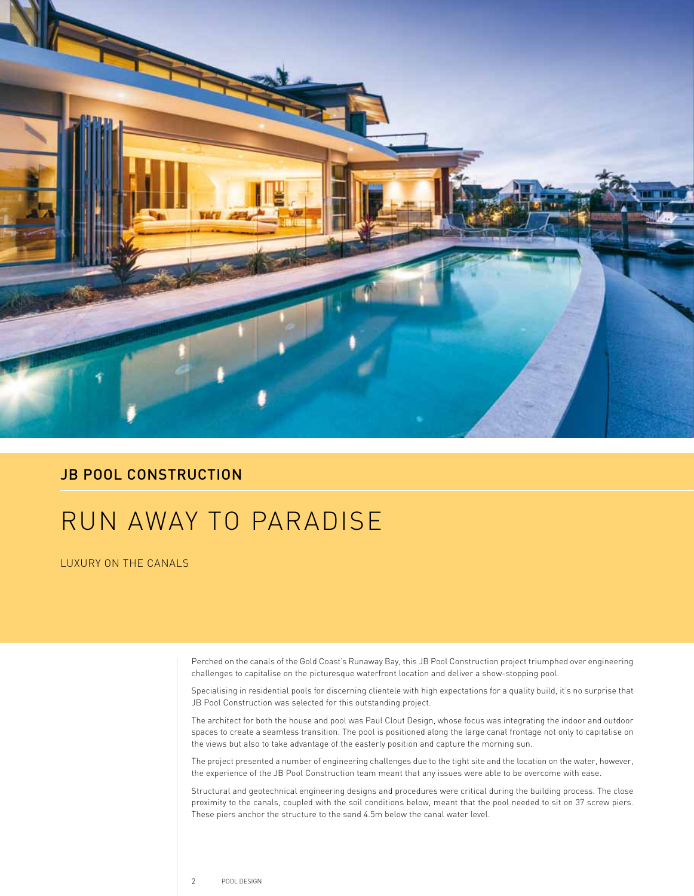JB POOL CONSTRUCTION

# RUN AWAY TO PARADISE

## LUXURY ON THE CANALS

Perched on the canals of the Gold Coast's Runaway Bay, this JB Pool Construction project triumphed over engineering challenges to capitalise on the picturesque waterfront location and deliver a show-stopping pool.

Specialising in residential pools for discerning clientele with high expectations for a quality build, it's no surprise that JB Pool Construction was selected for this outstanding project.

The architect for both the house and pool was Paul Clout Design, whose focus was integrating the indoor and outdoor spaces to create a seamless transition. The pool is positioned along the large canal frontage not only to capitalise on the views but also to take advantage of the easterly position and capture the morning sun.

The project presented a number of engineering challenges due to the tight site and the location on the water, however, the experience of the JB Pool Construction team meant that any issues were able to be overcome with ease.

Structural and geotechnical engineering designs and procedures were critical during the building process. The close proximity to the canals, coupled with the soil conditions below, meant that the pool needed to sit on 37 screw piers. These piers anchor the structure to the sand 4.5m below the canal water level.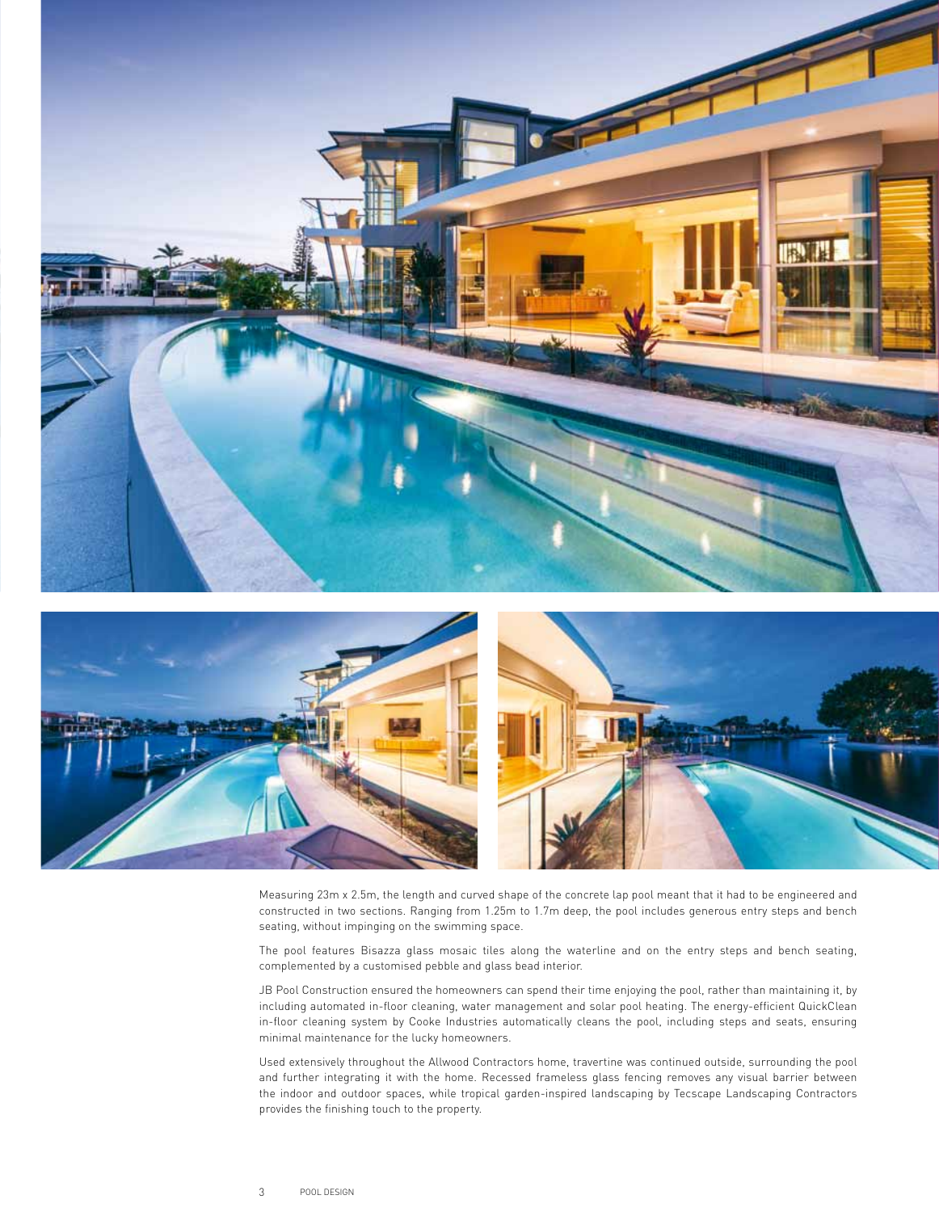Measuring 23m x 2.5m, the length and curved shape of the concrete lap pool meant that it had to be engineered and constructed in two sections. Ranging from 1.25m to 1.7m deep, the pool includes generous entry steps and bench seating, without impinging on the swimming space.

The pool features Bisazza glass mosaic tiles along the waterline and on the entry steps and bench seating, complemented by a customised pebble and glass bead interior.

JB Pool Construction ensured the homeowners can spend their time enjoying the pool, rather than maintaining it, by including automated in-floor cleaning, water management and solar pool heating. The energy-efficient QuickClean in-floor cleaning system by Cooke Industries automatically cleans the pool, including steps and seats, ensuring minimal maintenance for the lucky homeowners.

Used extensively throughout the Allwood Contractors home, travertine was continued outside, surrounding the pool and further integrating it with the home. Recessed frameless glass fencing removes any visual barrier between the indoor and outdoor spaces, while tropical garden-inspired landscaping by Tecscape Landscaping Contractors provides the finishing touch to the property.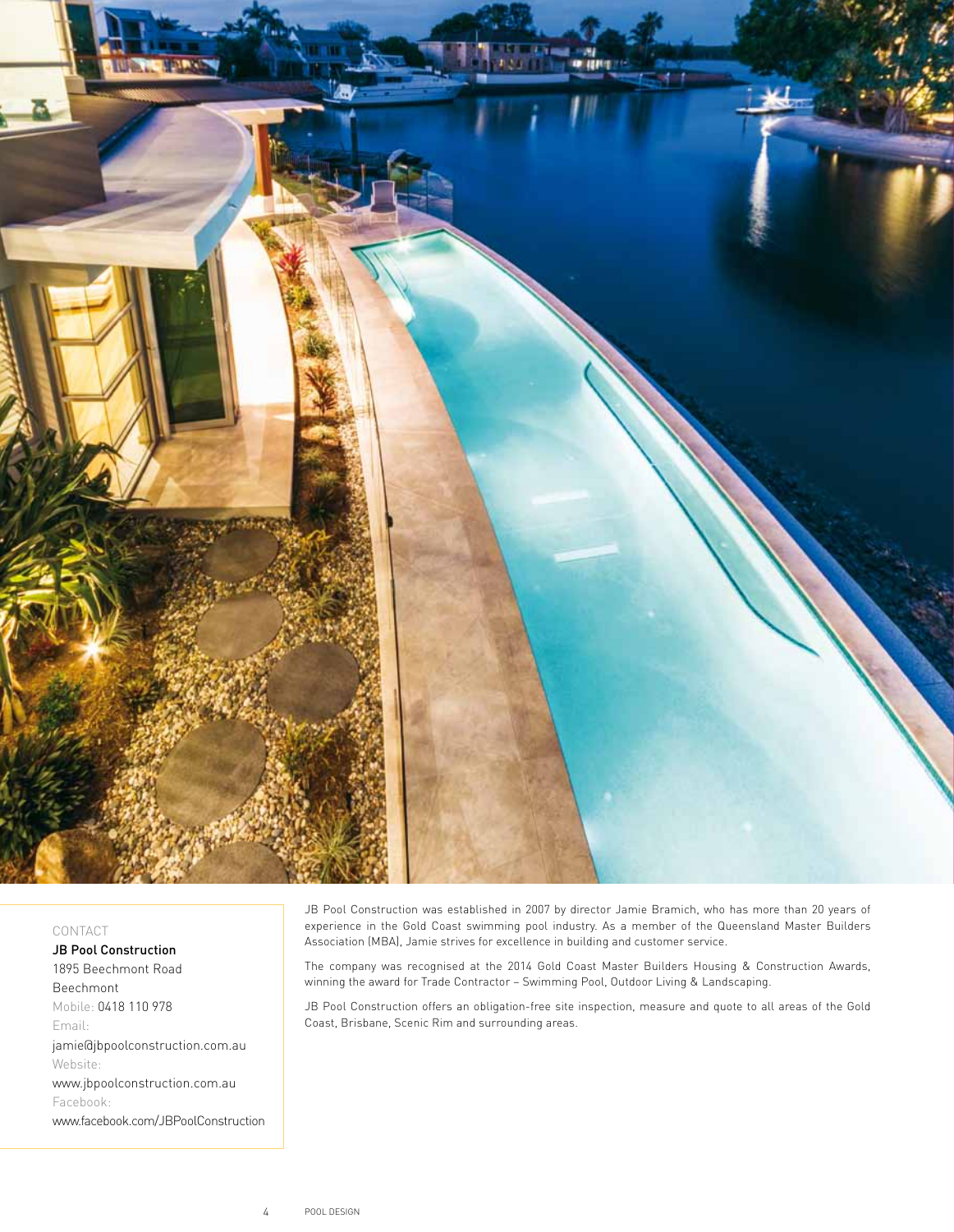CONTACT

**JB Pool Construction**
1895 Beechmont Road
Beechmont
Mobile: 0418 110 978
Email:
jamie@jbpoolconstruction.com.au
Website:
www.jbpoolconstruction.com.au
Facebook:
www.facebook.com/JBPoolConstruction

JB Pool Construction was established in 2007 by director Jamie Bramich, who has more than 20 years of experience in the Gold Coast swimming pool industry. As a member of the Queensland Master Builders Association (MBA), Jamie strives for excellence in building and customer service.

The company was recognised at the 2014 Gold Coast Master Builders Housing & Construction Awards, winning the award for Trade Contractor – Swimming Pool, Outdoor Living & Landscaping.

JB Pool Construction offers an obligation-free site inspection, measure and quote to all areas of the Gold Coast, Brisbane, Scenic Rim and surrounding areas.